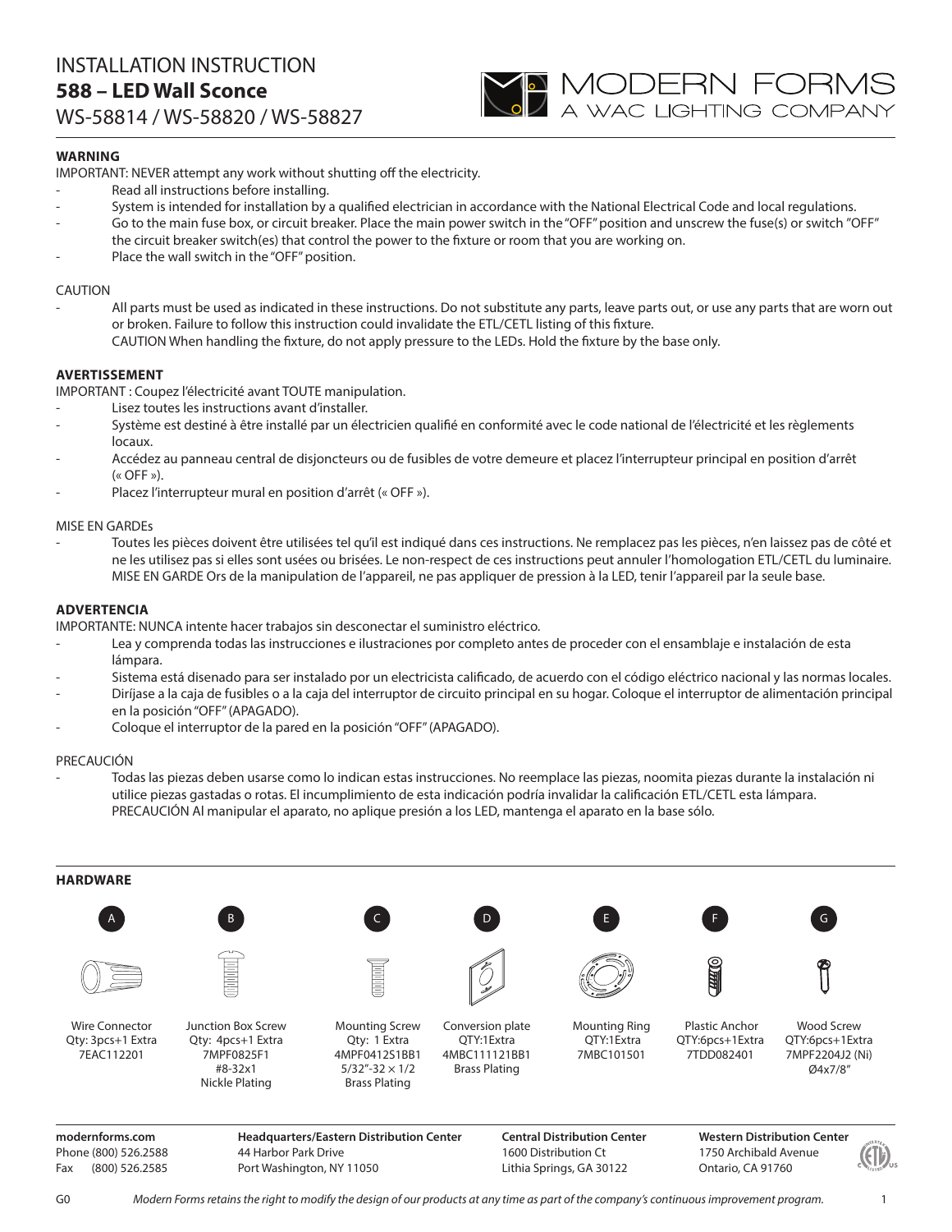# INSTALLATION INSTRUCTION

## 588 – LED Wall Sconce

WS-58814 / WS-58820 / WS-58827

MODERN FORMS
A WAC LIGHTING COMPANY

**WARNING**

IMPORTANT: NEVER attempt any work without shutting off the electricity.

- Read all instructions before installing.
- System is intended for installation by a qualified electrician in accordance with the National Electrical Code and local regulations.
- Go to the main fuse box, or circuit breaker. Place the main power switch in the "OFF" position and unscrew the fuse(s) or switch "OFF" the circuit breaker switch(es) that control the power to the fixture or room that you are working on.
- Place the wall switch in the "OFF" position.

CAUTION

- All parts must be used as indicated in these instructions. Do not substitute any parts, leave parts out, or use any parts that are worn out or broken. Failure to follow this instruction could invalidate the ETL/CETL listing of this fixture.
  CAUTION When handling the fixture, do not apply pressure to the LEDs. Hold the fixture by the base only.

**AVERTISSEMENT**

IMPORTANT : Coupez l'électricité avant TOUTE manipulation.

- Lisez toutes les instructions avant d'installer.
- Système est destiné à être installé par un électricien qualifié en conformité avec le code national de l'électricité et les règlements locaux.
- Accédez au panneau central de disjoncteurs ou de fusibles de votre demeure et placez l'interrupteur principal en position d'arrêt (« OFF »).
- Placez l'interrupteur mural en position d'arrêt (« OFF »).

MISE EN GARDEs

- Toutes les pièces doivent être utilisées tel qu'il est indiqué dans ces instructions. Ne remplacez pas les pièces, n'en laissez pas de côté et ne les utilisez pas si elles sont usées ou brisées. Le non-respect de ces instructions peut annuler l'homologation ETL/CETL du luminaire.
  MISE EN GARDE Ors de la manipulation de l'appareil, ne pas appliquer de pression à la LED, tenir l'appareil par la seule base.

**ADVERTENCIA**

IMPORTANTE: NUNCA intente hacer trabajos sin desconectar el suministro eléctrico.

- Lea y comprenda todas las instrucciones e ilustraciones por completo antes de proceder con el ensamblaje e instalación de esta lámpara.
- Sistema está disenado para ser instalado por un electricista calificado, de acuerdo con el código eléctrico nacional y las normas locales.
- Diríjase a la caja de fusibles o a la caja del interruptor de circuito principal en su hogar. Coloque el interruptor de alimentación principal en la posición "OFF" (APAGADO).
- Coloque el interruptor de la pared en la posición "OFF" (APAGADO).

PRECAUCIÓN

- Todas las piezas deben usarse como lo indican estas instrucciones. No reemplace las piezas, noomita piezas durante la instalación ni utilice piezas gastadas o rotas. El incumplimiento de esta indicación podría invalidar la calificación ETL/CETL esta lámpara.
  PRECAUCIÓN Al manipular el aparato, no aplique presión a los LED, mantenga el aparato en la base sólo.

**HARDWARE**

| A | B | C | D | E | F | G |
|---|---|---|---|---|---|---|
| Wire Connector<br>Qty: 3pcs+1 Extra<br>7EAC112201 | Junction Box Screw<br>Qty: 4pcs+1 Extra<br>7MPF0825F1<br>#8-32x1<br>Nickle Plating | Mounting Screw<br>Qty: 1 Extra<br>4MPF0412S1BB1<br>5/32"-32 × 1/2<br>Brass Plating | Conversion plate<br>QTY:1Extra<br>4MBC111121BB1<br>Brass Plating | Mounting Ring<br>QTY:1Extra<br>7MBC101501 | Plastic Anchor<br>QTY:6pcs+1Extra<br>7TDD082401 | Wood Screw<br>QTY:6pcs+1Extra<br>7MPF2204J2 (Ni)<br>Ø4x7/8" |

**modernforms.com**
Phone (800) 526.2588
Fax (800) 526.2585

**Headquarters/Eastern Distribution Center**
44 Harbor Park Drive
Port Washington, NY 11050

**Central Distribution Center**
1600 Distribution Ct
Lithia Springs, GA 30122

**Western Distribution Center**
1750 Archibald Avenue
Ontario, CA 91760

G0 *Modern Forms retains the right to modify the design of our products at any time as part of the company's continuous improvement program.*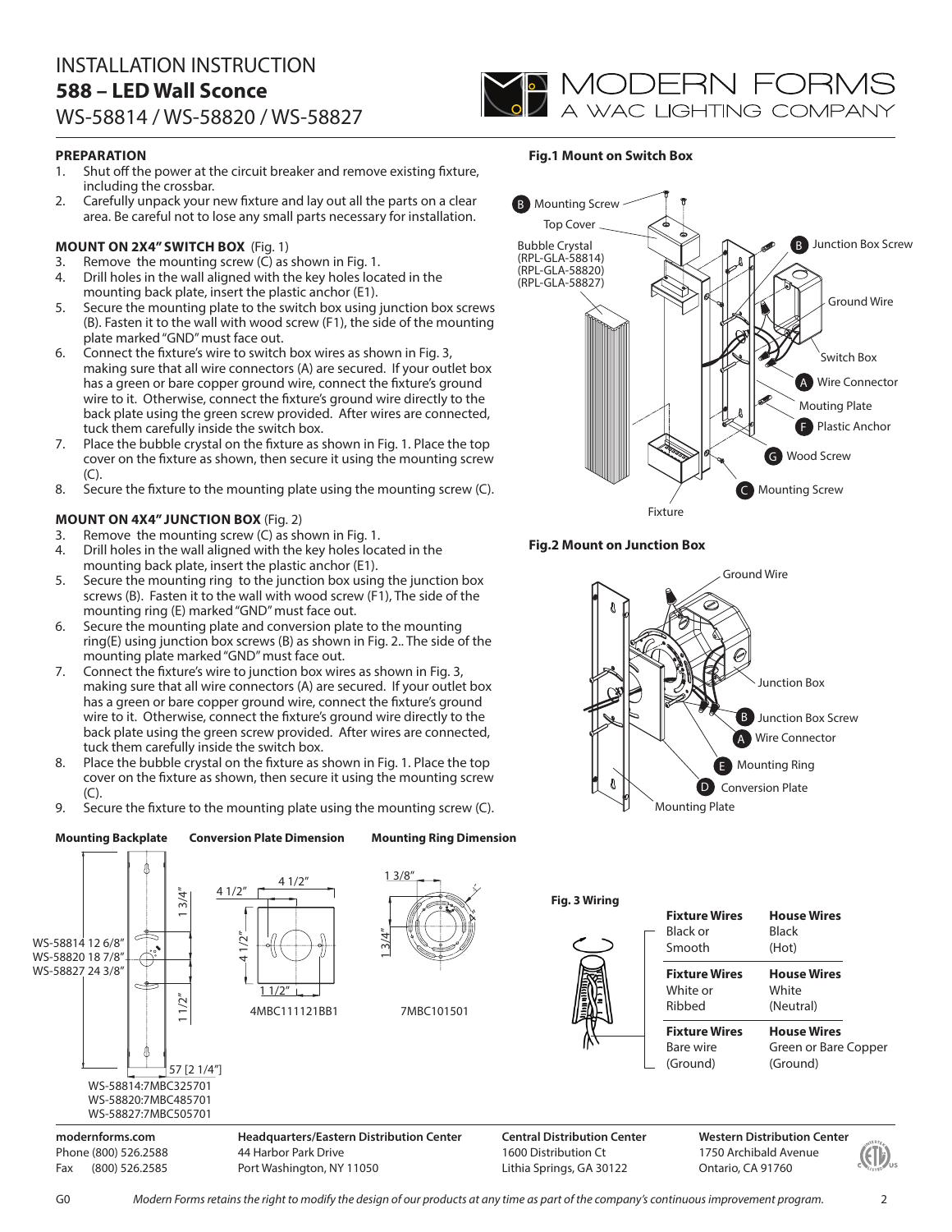# INSTALLATION INSTRUCTION
## 588 – LED Wall Sconce
WS-58814 / WS-58820 / WS-58827

MODERN FORMS
A WAC LIGHTING COMPANY

### PREPARATION

1. Shut off the power at the circuit breaker and remove existing fixture, including the crossbar.
2. Carefully unpack your new fixture and lay out all the parts on a clear area. Be careful not to lose any small parts necessary for installation.

### MOUNT ON 2X4" SWITCH BOX (Fig. 1)

3. Remove the mounting screw (C) as shown in Fig. 1.
4. Drill holes in the wall aligned with the key holes located in the mounting back plate, insert the plastic anchor (E1).
5. Secure the mounting plate to the switch box using junction box screws (B). Fasten it to the wall with wood screw (F1), the side of the mounting plate marked "GND" must face out.
6. Connect the fixture's wire to switch box wires as shown in Fig. 3, making sure that all wire connectors (A) are secured. If your outlet box has a green or bare copper ground wire, connect the fixture's ground wire to it. Otherwise, connect the fixture's ground wire directly to the back plate using the green screw provided. After wires are connected, tuck them carefully inside the switch box.
7. Place the bubble crystal on the fixture as shown in Fig. 1. Place the top cover on the fixture as shown, then secure it using the mounting screw (C).
8. Secure the fixture to the mounting plate using the mounting screw (C).

### MOUNT ON 4X4" JUNCTION BOX (Fig. 2)

3. Remove the mounting screw (C) as shown in Fig. 1.
4. Drill holes in the wall aligned with the key holes located in the mounting back plate, insert the plastic anchor (E1).
5. Secure the mounting ring to the junction box using the junction box screws (B). Fasten it to the wall with wood screw (F1), The side of the mounting ring (E) marked "GND" must face out.
6. Secure the mounting plate and conversion plate to the mounting ring(E) using junction box screws (B) as shown in Fig. 2.. The side of the mounting plate marked "GND" must face out.
7. Connect the fixture's wire to junction box wires as shown in Fig. 3, making sure that all wire connectors (A) are secured. If your outlet box has a green or bare copper ground wire, connect the fixture's ground wire to it. Otherwise, connect the fixture's ground wire directly to the back plate using the green screw provided. After wires are connected, tuck them carefully inside the switch box.
8. Place the bubble crystal on the fixture as shown in Fig. 1. Place the top cover on the fixture as shown, then secure it using the mounting screw (C).
9. Secure the fixture to the mounting plate using the mounting screw (C).

**Fig.1 Mount on Switch Box**

B Mounting Screw
Top Cover
Bubble Crystal (RPL-GLA-58814) (RPL-GLA-58820) (RPL-GLA-58827)
B Junction Box Screw
Ground Wire
Switch Box
A Wire Connector
Mouting Plate
F Plastic Anchor
G Wood Screw
C Mounting Screw
Fixture

**Fig.2 Mount on Junction Box**

Ground Wire
Junction Box
B Junction Box Screw
A Wire Connector
E Mounting Ring
D Conversion Plate
Mounting Plate

**Mounting Backplate**

WS-58814 12 6/8"
WS-58820 18 7/8"
WS-58827 24 3/8"
1 3/4"
1 1/2"
57 [2 1/4"]
WS-58814:7MBC325701
WS-58820:7MBC485701
WS-58827:7MBC505701

**Conversion Plate Dimension**

4 1/2"
4 1/2"
4 1/2"
1 1/2"
4MBC111121BB1

**Mounting Ring Dimension**

1 3/8"
1 3/4"
7MBC101501

**Fig. 3 Wiring**

| Fixture Wires | House Wires |
|---|---|
| Black or Smooth | Black (Hot) |
| White or Ribbed | White (Neutral) |
| Bare wire (Ground) | Green or Bare Copper (Ground) |

**modernforms.com**
Phone (800) 526.2588
Fax (800) 526.2585

**Headquarters/Eastern Distribution Center**
44 Harbor Park Drive
Port Washington, NY 11050

**Central Distribution Center**
1600 Distribution Ct
Lithia Springs, GA 30122

**Western Distribution Center**
1750 Archibald Avenue
Ontario, CA 91760

G0

*Modern Forms retains the right to modify the design of our products at any time as part of the company's continuous improvement program.*